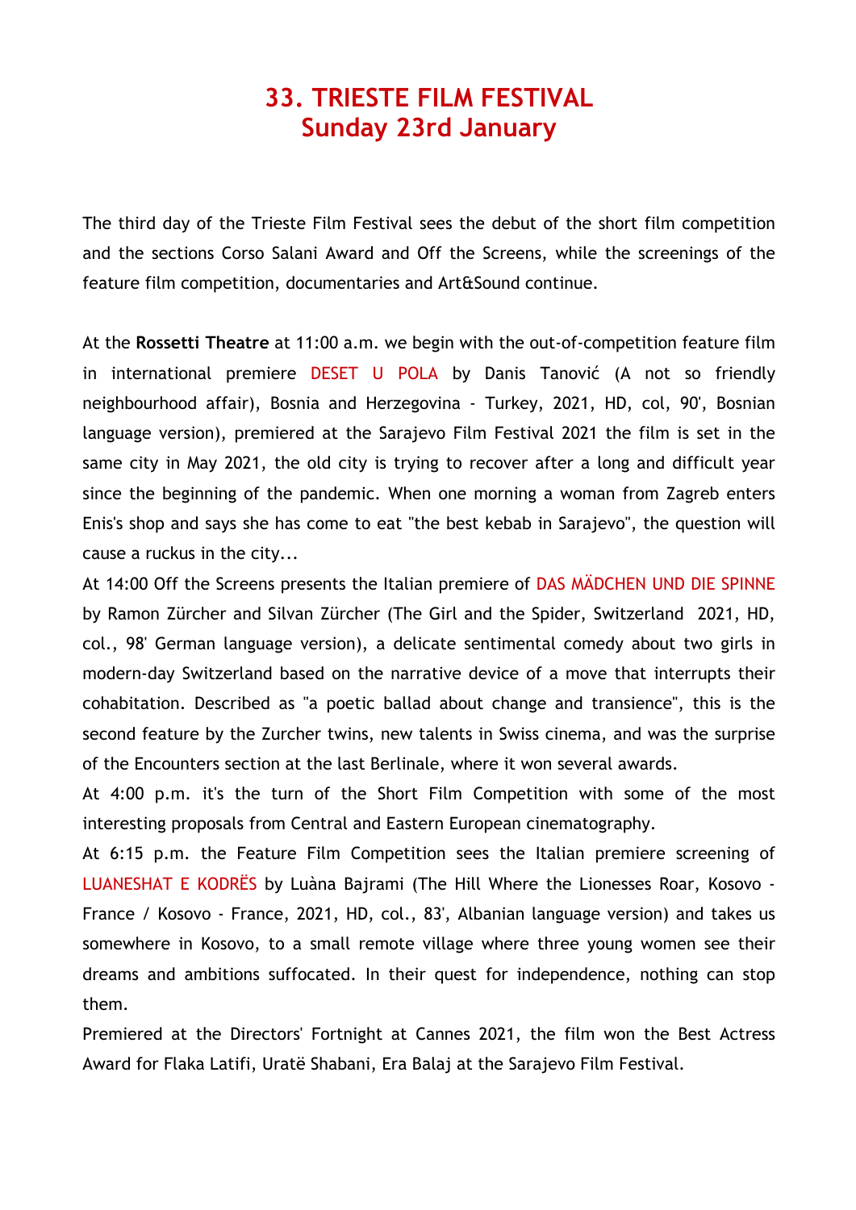# 33. TRIESTE FILM FESTIVAL
# Sunday 23rd January

The third day of the Trieste Film Festival sees the debut of the short film competition and the sections Corso Salani Award and Off the Screens, while the screenings of the feature film competition, documentaries and Art&Sound continue.

At the **Rossetti Theatre** at 11:00 a.m. we begin with the out-of-competition feature film in international premiere DESET U POLA by Danis Tanović (A not so friendly neighbourhood affair), Bosnia and Herzegovina - Turkey, 2021, HD, col, 90', Bosnian language version), premiered at the Sarajevo Film Festival 2021 the film is set in the same city in May 2021, the old city is trying to recover after a long and difficult year since the beginning of the pandemic. When one morning a woman from Zagreb enters Enis's shop and says she has come to eat "the best kebab in Sarajevo", the question will cause a ruckus in the city...

At 14:00 Off the Screens presents the Italian premiere of DAS MÄDCHEN UND DIE SPINNE by Ramon Zürcher and Silvan Zürcher (The Girl and the Spider, Switzerland 2021, HD, col., 98' German language version), a delicate sentimental comedy about two girls in modern-day Switzerland based on the narrative device of a move that interrupts their cohabitation. Described as "a poetic ballad about change and transience", this is the second feature by the Zurcher twins, new talents in Swiss cinema, and was the surprise of the Encounters section at the last Berlinale, where it won several awards.

At 4:00 p.m. it's the turn of the Short Film Competition with some of the most interesting proposals from Central and Eastern European cinematography.

At 6:15 p.m. the Feature Film Competition sees the Italian premiere screening of LUANESHAT E KODRËS by Luàna Bajrami (The Hill Where the Lionesses Roar, Kosovo - France / Kosovo - France, 2021, HD, col., 83', Albanian language version) and takes us somewhere in Kosovo, to a small remote village where three young women see their dreams and ambitions suffocated. In their quest for independence, nothing can stop them.

Premiered at the Directors' Fortnight at Cannes 2021, the film won the Best Actress Award for Flaka Latifi, Uratë Shabani, Era Balaj at the Sarajevo Film Festival.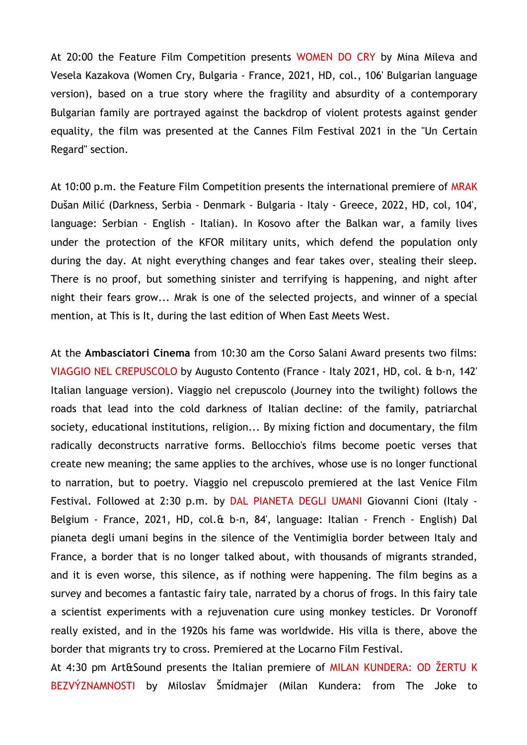At 20:00 the Feature Film Competition presents WOMEN DO CRY by Mina Mileva and Vesela Kazakova (Women Cry, Bulgaria - France, 2021, HD, col., 106' Bulgarian language version), based on a true story where the fragility and absurdity of a contemporary Bulgarian family are portrayed against the backdrop of violent protests against gender equality, the film was presented at the Cannes Film Festival 2021 in the "Un Certain Regard" section.

At 10:00 p.m. the Feature Film Competition presents the international premiere of MRAK Dušan Milić (Darkness, Serbia - Denmark - Bulgaria - Italy - Greece, 2022, HD, col, 104', language: Serbian - English - Italian). In Kosovo after the Balkan war, a family lives under the protection of the KFOR military units, which defend the population only during the day. At night everything changes and fear takes over, stealing their sleep. There is no proof, but something sinister and terrifying is happening, and night after night their fears grow... Mrak is one of the selected projects, and winner of a special mention, at This is It, during the last edition of When East Meets West.

At the **Ambasciatori Cinema** from 10:30 am the Corso Salani Award presents two films: VIAGGIO NEL CREPUSCOLO by Augusto Contento (France - Italy 2021, HD, col. & b-n, 142' Italian language version). Viaggio nel crepuscolo (Journey into the twilight) follows the roads that lead into the cold darkness of Italian decline: of the family, patriarchal society, educational institutions, religion... By mixing fiction and documentary, the film radically deconstructs narrative forms. Bellocchio's films become poetic verses that create new meaning; the same applies to the archives, whose use is no longer functional to narration, but to poetry. Viaggio nel crepuscolo premiered at the last Venice Film Festival. Followed at 2:30 p.m. by DAL PIANETA DEGLI UMANI Giovanni Cioni (Italy - Belgium - France, 2021, HD, col.& b-n, 84', language: Italian - French - English) Dal pianeta degli umani begins in the silence of the Ventimiglia border between Italy and France, a border that is no longer talked about, with thousands of migrants stranded, and it is even worse, this silence, as if nothing were happening. The film begins as a survey and becomes a fantastic fairy tale, narrated by a chorus of frogs. In this fairy tale a scientist experiments with a rejuvenation cure using monkey testicles. Dr Voronoff really existed, and in the 1920s his fame was worldwide. His villa is there, above the border that migrants try to cross. Premiered at the Locarno Film Festival.
At 4:30 pm Art&Sound presents the Italian premiere of MILAN KUNDERA: OD ŽERTU K BEZVÝZNAMNOSTI by Miloslav Šmídmajer (Milan Kundera: from The Joke to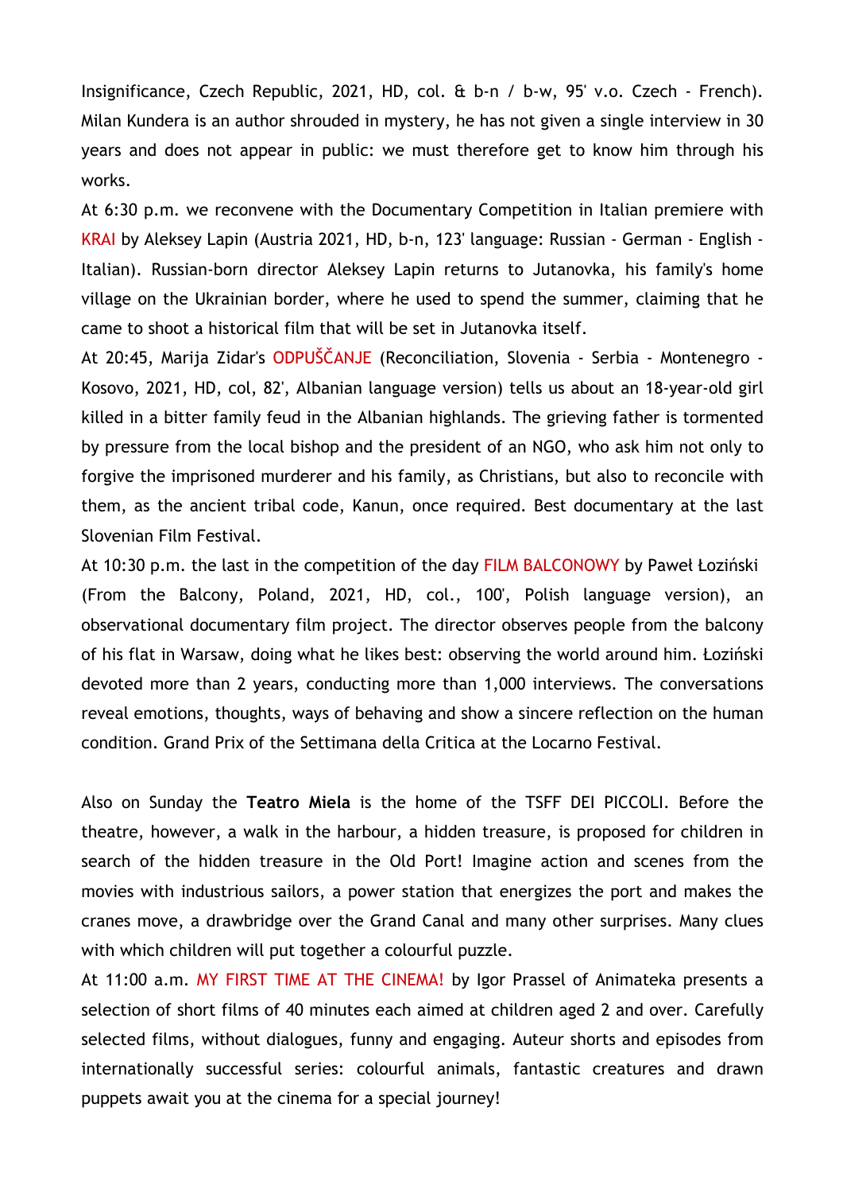Insignificance, Czech Republic, 2021, HD, col. & b-n / b-w, 95' v.o. Czech - French). Milan Kundera is an author shrouded in mystery, he has not given a single interview in 30 years and does not appear in public: we must therefore get to know him through his works.

At 6:30 p.m. we reconvene with the Documentary Competition in Italian premiere with KRAI by Aleksey Lapin (Austria 2021, HD, b-n, 123' language: Russian - German - English - Italian). Russian-born director Aleksey Lapin returns to Jutanovka, his family's home village on the Ukrainian border, where he used to spend the summer, claiming that he came to shoot a historical film that will be set in Jutanovka itself.

At 20:45, Marija Zidar's ODPUŠČANJE (Reconciliation, Slovenia - Serbia - Montenegro - Kosovo, 2021, HD, col, 82', Albanian language version) tells us about an 18-year-old girl killed in a bitter family feud in the Albanian highlands. The grieving father is tormented by pressure from the local bishop and the president of an NGO, who ask him not only to forgive the imprisoned murderer and his family, as Christians, but also to reconcile with them, as the ancient tribal code, Kanun, once required. Best documentary at the last Slovenian Film Festival.

At 10:30 p.m. the last in the competition of the day FILM BALCONOWY by Paweł Łoziński (From the Balcony, Poland, 2021, HD, col., 100', Polish language version), an observational documentary film project. The director observes people from the balcony of his flat in Warsaw, doing what he likes best: observing the world around him. Łoziński devoted more than 2 years, conducting more than 1,000 interviews. The conversations reveal emotions, thoughts, ways of behaving and show a sincere reflection on the human condition. Grand Prix of the Settimana della Critica at the Locarno Festival.

Also on Sunday the **Teatro Miela** is the home of the TSFF DEI PICCOLI. Before the theatre, however, a walk in the harbour, a hidden treasure, is proposed for children in search of the hidden treasure in the Old Port! Imagine action and scenes from the movies with industrious sailors, a power station that energizes the port and makes the cranes move, a drawbridge over the Grand Canal and many other surprises. Many clues with which children will put together a colourful puzzle.

At 11:00 a.m. MY FIRST TIME AT THE CINEMA! by Igor Prassel of Animateka presents a selection of short films of 40 minutes each aimed at children aged 2 and over. Carefully selected films, without dialogues, funny and engaging. Auteur shorts and episodes from internationally successful series: colourful animals, fantastic creatures and drawn puppets await you at the cinema for a special journey!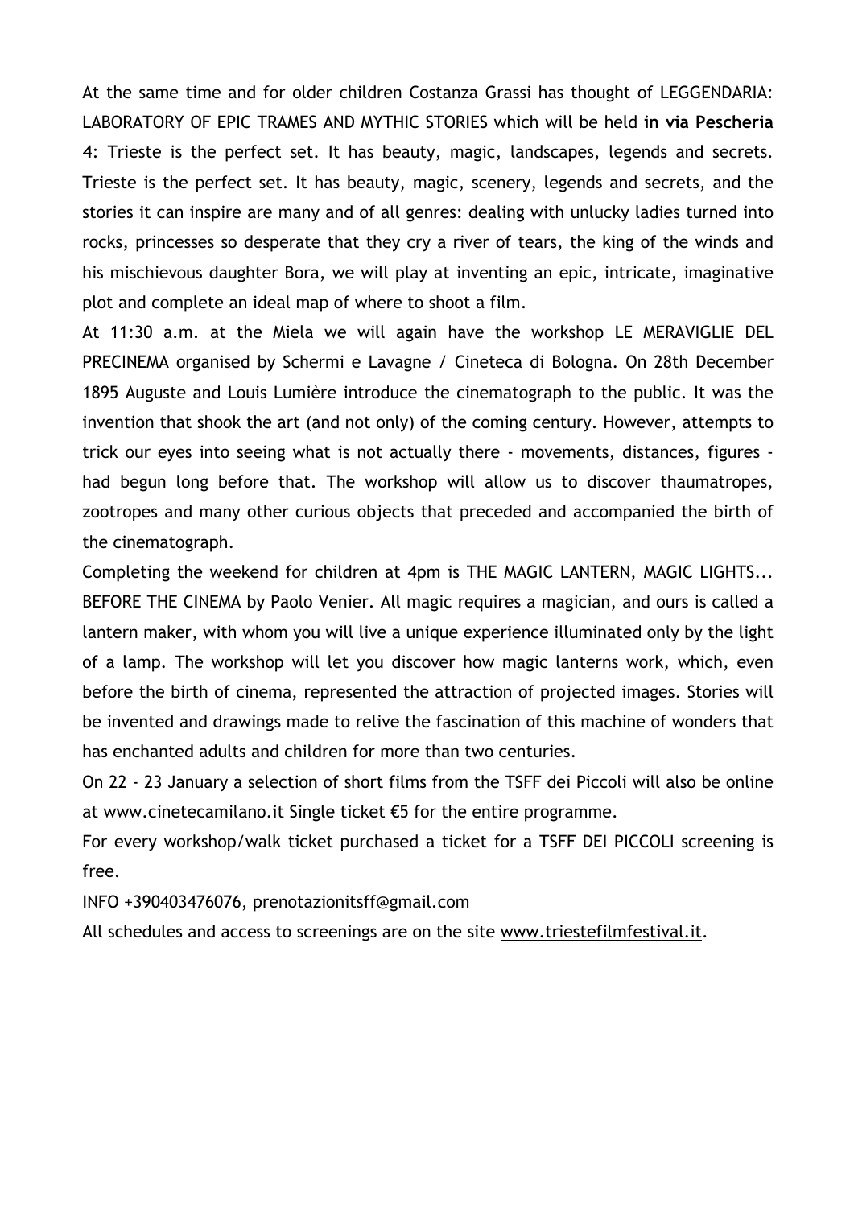At the same time and for older children Costanza Grassi has thought of LEGGENDARIA: LABORATORY OF EPIC TRAMES AND MYTHIC STORIES which will be held **in via Pescheria 4**: Trieste is the perfect set. It has beauty, magic, landscapes, legends and secrets. Trieste is the perfect set. It has beauty, magic, scenery, legends and secrets, and the stories it can inspire are many and of all genres: dealing with unlucky ladies turned into rocks, princesses so desperate that they cry a river of tears, the king of the winds and his mischievous daughter Bora, we will play at inventing an epic, intricate, imaginative plot and complete an ideal map of where to shoot a film.

At 11:30 a.m. at the Miela we will again have the workshop LE MERAVIGLIE DEL PRECINEMA organised by Schermi e Lavagne / Cineteca di Bologna. On 28th December 1895 Auguste and Louis Lumière introduce the cinematograph to the public. It was the invention that shook the art (and not only) of the coming century. However, attempts to trick our eyes into seeing what is not actually there - movements, distances, figures - had begun long before that. The workshop will allow us to discover thaumatropes, zootropes and many other curious objects that preceded and accompanied the birth of the cinematograph.

Completing the weekend for children at 4pm is THE MAGIC LANTERN, MAGIC LIGHTS... BEFORE THE CINEMA by Paolo Venier. All magic requires a magician, and ours is called a lantern maker, with whom you will live a unique experience illuminated only by the light of a lamp. The workshop will let you discover how magic lanterns work, which, even before the birth of cinema, represented the attraction of projected images. Stories will be invented and drawings made to relive the fascination of this machine of wonders that has enchanted adults and children for more than two centuries.

On 22 - 23 January a selection of short films from the TSFF dei Piccoli will also be online at www.cinetecamilano.it Single ticket €5 for the entire programme.

For every workshop/walk ticket purchased a ticket for a TSFF DEI PICCOLI screening is free.

INFO +390403476076, prenotazionitsff@gmail.com

All schedules and access to screenings are on the site www.triestefilmfestival.it.